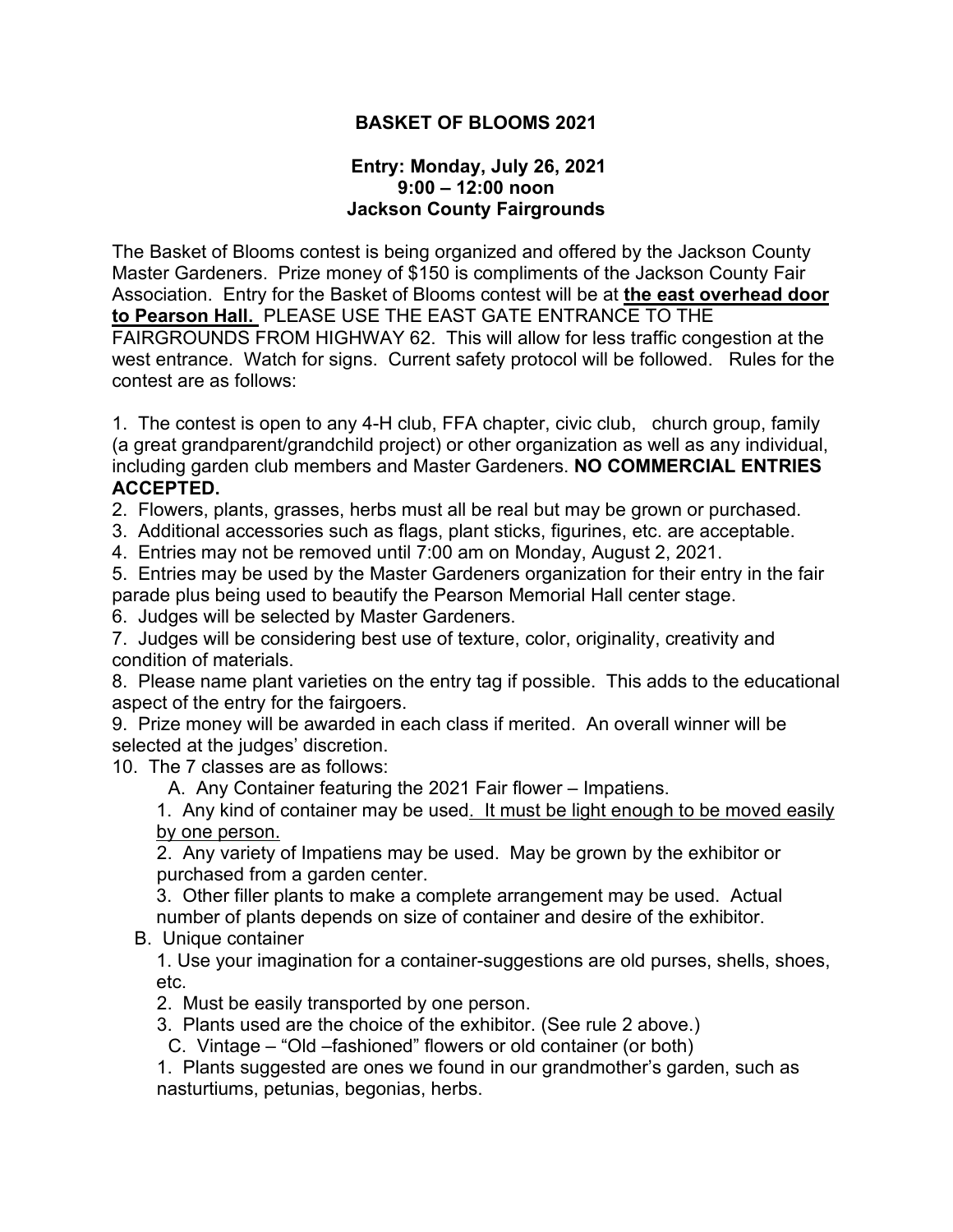**BASKET OF BLOOMS 2021**

**Entry: Monday, July 26, 2021**
**9:00 – 12:00 noon**
**Jackson County Fairgrounds**

The Basket of Blooms contest is being organized and offered by the Jackson County Master Gardeners. Prize money of $150 is compliments of the Jackson County Fair Association. Entry for the Basket of Blooms contest will be at **the east overhead door to Pearson Hall.** PLEASE USE THE EAST GATE ENTRANCE TO THE FAIRGROUNDS FROM HIGHWAY 62. This will allow for less traffic congestion at the west entrance. Watch for signs. Current safety protocol will be followed. Rules for the contest are as follows:

1. The contest is open to any 4-H club, FFA chapter, civic club, church group, family (a great grandparent/grandchild project) or other organization as well as any individual, including garden club members and Master Gardeners. **NO COMMERCIAL ENTRIES ACCEPTED.**
2. Flowers, plants, grasses, herbs must all be real but may be grown or purchased.
3. Additional accessories such as flags, plant sticks, figurines, etc. are acceptable.
4. Entries may not be removed until 7:00 am on Monday, August 2, 2021.
5. Entries may be used by the Master Gardeners organization for their entry in the fair parade plus being used to beautify the Pearson Memorial Hall center stage.
6. Judges will be selected by Master Gardeners.
7. Judges will be considering best use of texture, color, originality, creativity and condition of materials.
8. Please name plant varieties on the entry tag if possible. This adds to the educational aspect of the entry for the fairgoers.
9. Prize money will be awarded in each class if merited. An overall winner will be selected at the judges' discretion.
10. The 7 classes are as follows:

   A. Any Container featuring the 2021 Fair flower – Impatiens.

   1. Any kind of container may be used. It must be light enough to be moved easily by one person.
   2. Any variety of Impatiens may be used. May be grown by the exhibitor or purchased from a garden center.
   3. Other filler plants to make a complete arrangement may be used. Actual number of plants depends on size of container and desire of the exhibitor.

   B. Unique container

   1. Use your imagination for a container-suggestions are old purses, shells, shoes, etc.
   2. Must be easily transported by one person.
   3. Plants used are the choice of the exhibitor. (See rule 2 above.)

   C. Vintage – "Old –fashioned" flowers or old container (or both)

   1. Plants suggested are ones we found in our grandmother's garden, such as nasturtiums, petunias, begonias, herbs.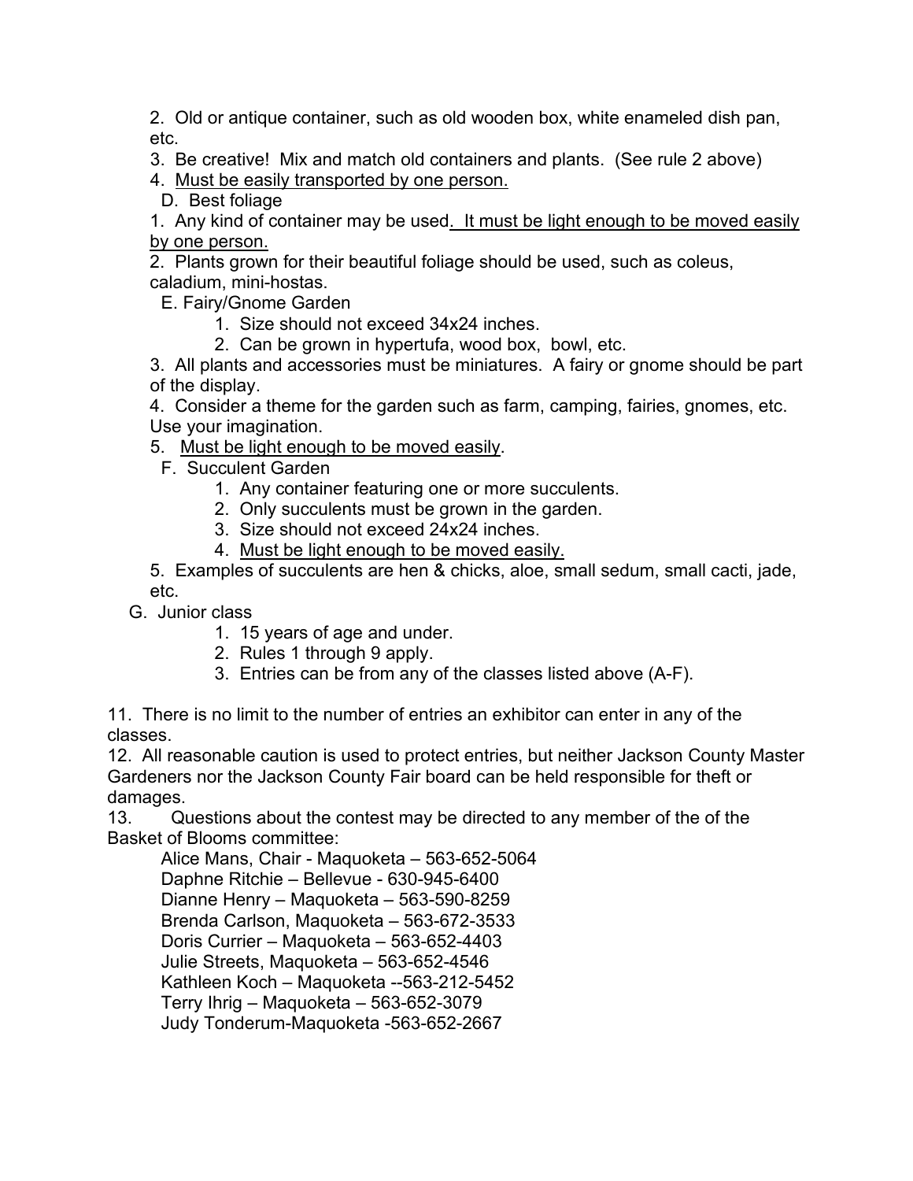2. Old or antique container, such as old wooden box, white enameled dish pan, etc.

3. Be creative! Mix and match old containers and plants. (See rule 2 above)

4. <u>Must be easily transported by one person.</u>

D. Best foliage

1. Any kind of container may be used<u>. It must be light enough to be moved easily by one person.</u>

2. Plants grown for their beautiful foliage should be used, such as coleus, caladium, mini-hostas.

E. Fairy/Gnome Garden

1. Size should not exceed 34x24 inches.
2. Can be grown in hypertufa, wood box, bowl, etc.
3. All plants and accessories must be miniatures. A fairy or gnome should be part of the display.
4. Consider a theme for the garden such as farm, camping, fairies, gnomes, etc. Use your imagination.
5. <u>Must be light enough to be moved easily</u>.

F. Succulent Garden

1. Any container featuring one or more succulents.
2. Only succulents must be grown in the garden.
3. Size should not exceed 24x24 inches.
4. <u>Must be light enough to be moved easily.</u>
5. Examples of succulents are hen & chicks, aloe, small sedum, small cacti, jade, etc.

G. Junior class

1. 15 years of age and under.
2. Rules 1 through 9 apply.
3. Entries can be from any of the classes listed above (A-F).

11. There is no limit to the number of entries an exhibitor can enter in any of the classes.

12. All reasonable caution is used to protect entries, but neither Jackson County Master Gardeners nor the Jackson County Fair board can be held responsible for theft or damages.

13. Questions about the contest may be directed to any member of the of the Basket of Blooms committee:

Alice Mans, Chair - Maquoketa – 563-652-5064
Daphne Ritchie – Bellevue - 630-945-6400
Dianne Henry – Maquoketa – 563-590-8259
Brenda Carlson, Maquoketa – 563-672-3533
Doris Currier – Maquoketa – 563-652-4403
Julie Streets, Maquoketa – 563-652-4546
Kathleen Koch – Maquoketa --563-212-5452
Terry Ihrig – Maquoketa – 563-652-3079
Judy Tonderum-Maquoketa -563-652-2667